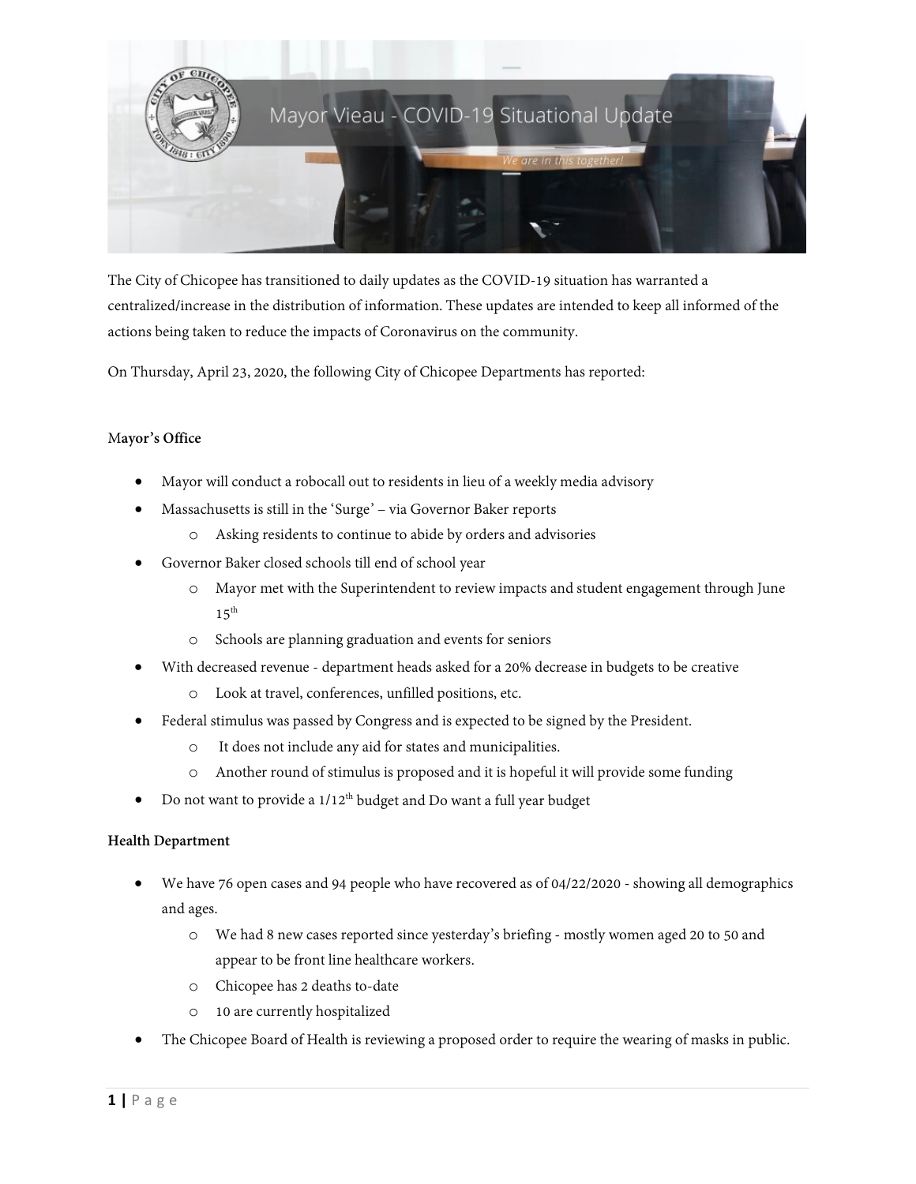# Mayor Vieau - COVID-19 Situational Update

*We are in this together!*

The City of Chicopee has transitioned to daily updates as the COVID-19 situation has warranted a centralized/increase in the distribution of information. These updates are intended to keep all informed of the actions being taken to reduce the impacts of Coronavirus on the community.

On Thursday, April 23, 2020, the following City of Chicopee Departments has reported:

**Mayor's Office**

- Mayor will conduct a robocall out to residents in lieu of a weekly media advisory
- Massachusetts is still in the 'Surge' – via Governor Baker reports
  - Asking residents to continue to abide by orders and advisories
- Governor Baker closed schools till end of school year
  - Mayor met with the Superintendent to review impacts and student engagement through June 15th
  - Schools are planning graduation and events for seniors
- With decreased revenue - department heads asked for a 20% decrease in budgets to be creative
  - Look at travel, conferences, unfilled positions, etc.
- Federal stimulus was passed by Congress and is expected to be signed by the President.
  - It does not include any aid for states and municipalities.
  - Another round of stimulus is proposed and it is hopeful it will provide some funding
- Do not want to provide a 1/12th budget and Do want a full year budget

**Health Department**

- We have 76 open cases and 94 people who have recovered as of 04/22/2020 - showing all demographics and ages.
  - We had 8 new cases reported since yesterday's briefing - mostly women aged 20 to 50 and appear to be front line healthcare workers.
  - Chicopee has 2 deaths to-date
  - 10 are currently hospitalized
- The Chicopee Board of Health is reviewing a proposed order to require the wearing of masks in public.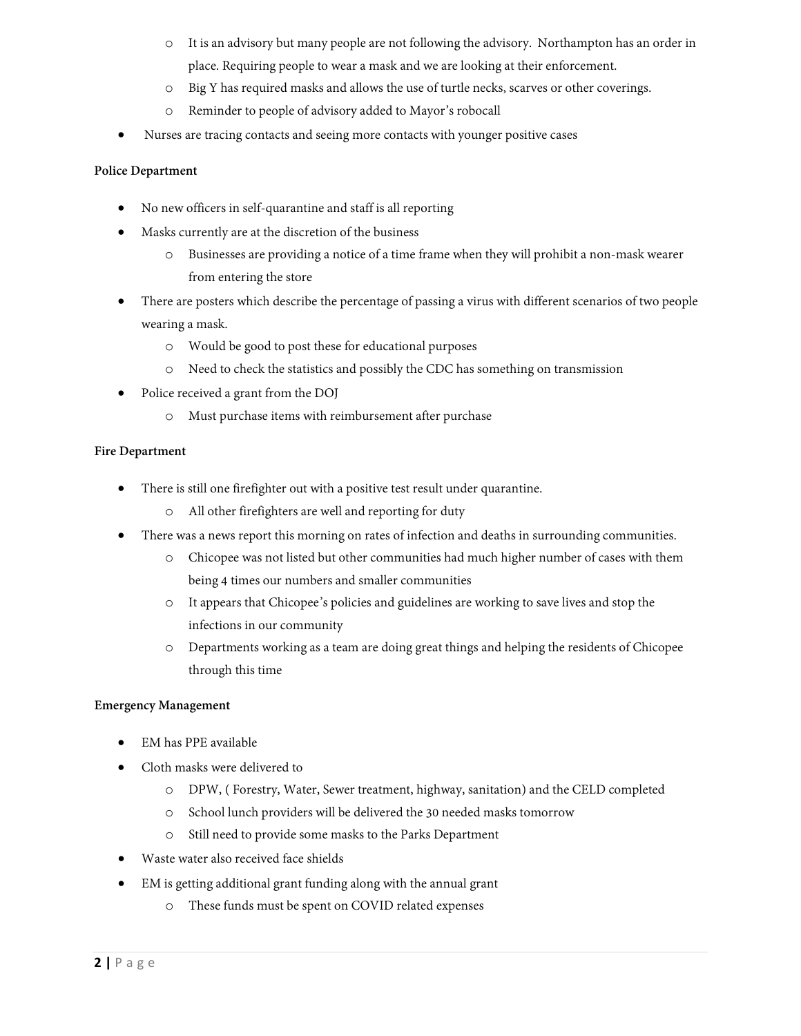- It is an advisory but many people are not following the advisory. Northampton has an order in place. Requiring people to wear a mask and we are looking at their enforcement.
  - Big Y has required masks and allows the use of turtle necks, scarves or other coverings.
  - Reminder to people of advisory added to Mayor's robocall
- Nurses are tracing contacts and seeing more contacts with younger positive cases

**Police Department**

- No new officers in self-quarantine and staff is all reporting
- Masks currently are at the discretion of the business
  - Businesses are providing a notice of a time frame when they will prohibit a non-mask wearer from entering the store
- There are posters which describe the percentage of passing a virus with different scenarios of two people wearing a mask.
  - Would be good to post these for educational purposes
  - Need to check the statistics and possibly the CDC has something on transmission
- Police received a grant from the DOJ
  - Must purchase items with reimbursement after purchase

**Fire Department**

- There is still one firefighter out with a positive test result under quarantine.
  - All other firefighters are well and reporting for duty
- There was a news report this morning on rates of infection and deaths in surrounding communities.
  - Chicopee was not listed but other communities had much higher number of cases with them being 4 times our numbers and smaller communities
  - It appears that Chicopee's policies and guidelines are working to save lives and stop the infections in our community
  - Departments working as a team are doing great things and helping the residents of Chicopee through this time

**Emergency Management**

- EM has PPE available
- Cloth masks were delivered to
  - DPW, ( Forestry, Water, Sewer treatment, highway, sanitation) and the CELD completed
  - School lunch providers will be delivered the 30 needed masks tomorrow
  - Still need to provide some masks to the Parks Department
- Waste water also received face shields
- EM is getting additional grant funding along with the annual grant
  - These funds must be spent on COVID related expenses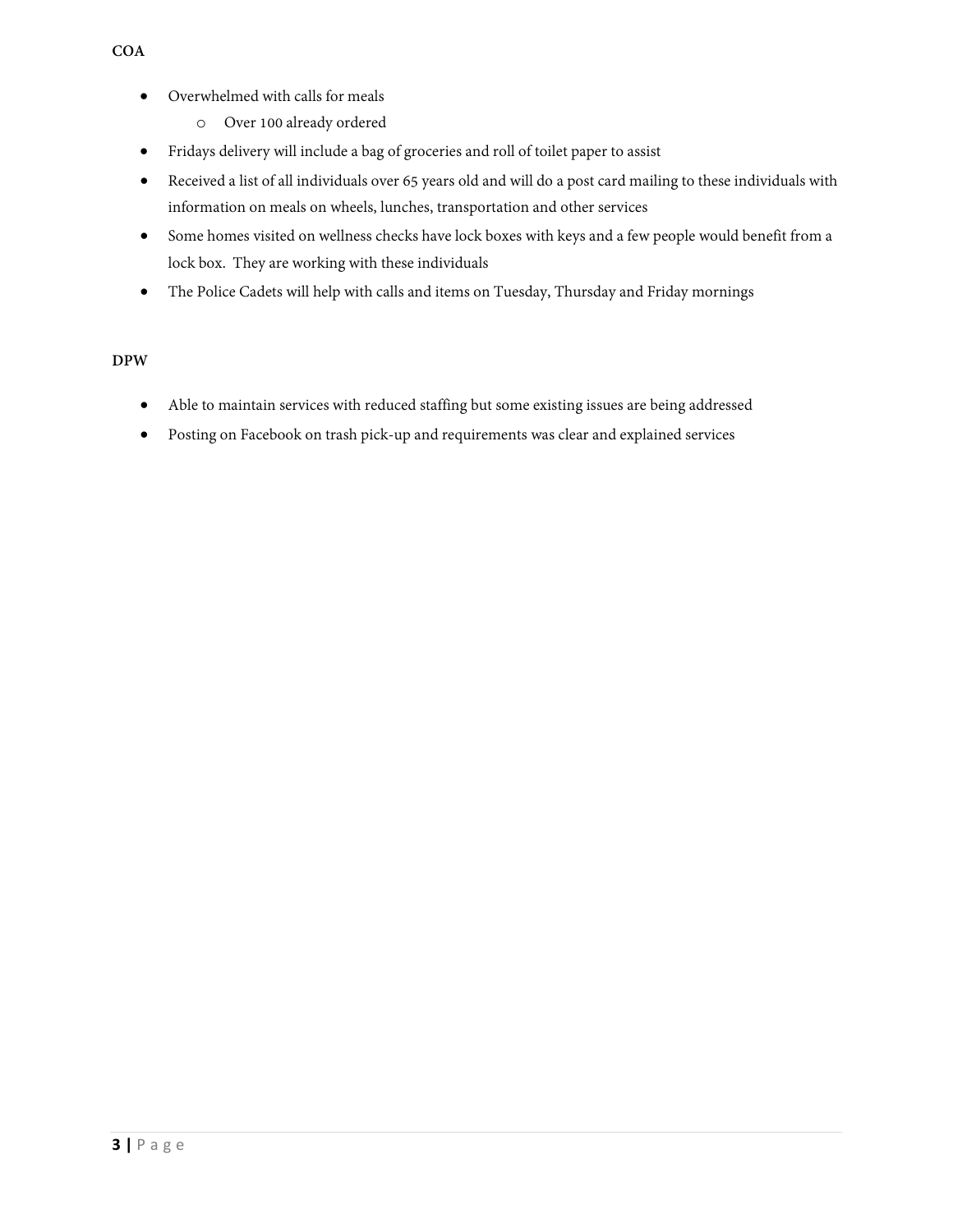**COA**

- Overwhelmed with calls for meals
    - Over 100 already ordered
- Fridays delivery will include a bag of groceries and roll of toilet paper to assist
- Received a list of all individuals over 65 years old and will do a post card mailing to these individuals with information on meals on wheels, lunches, transportation and other services
- Some homes visited on wellness checks have lock boxes with keys and a few people would benefit from a lock box. They are working with these individuals
- The Police Cadets will help with calls and items on Tuesday, Thursday and Friday mornings

**DPW**

- Able to maintain services with reduced staffing but some existing issues are being addressed
- Posting on Facebook on trash pick-up and requirements was clear and explained services